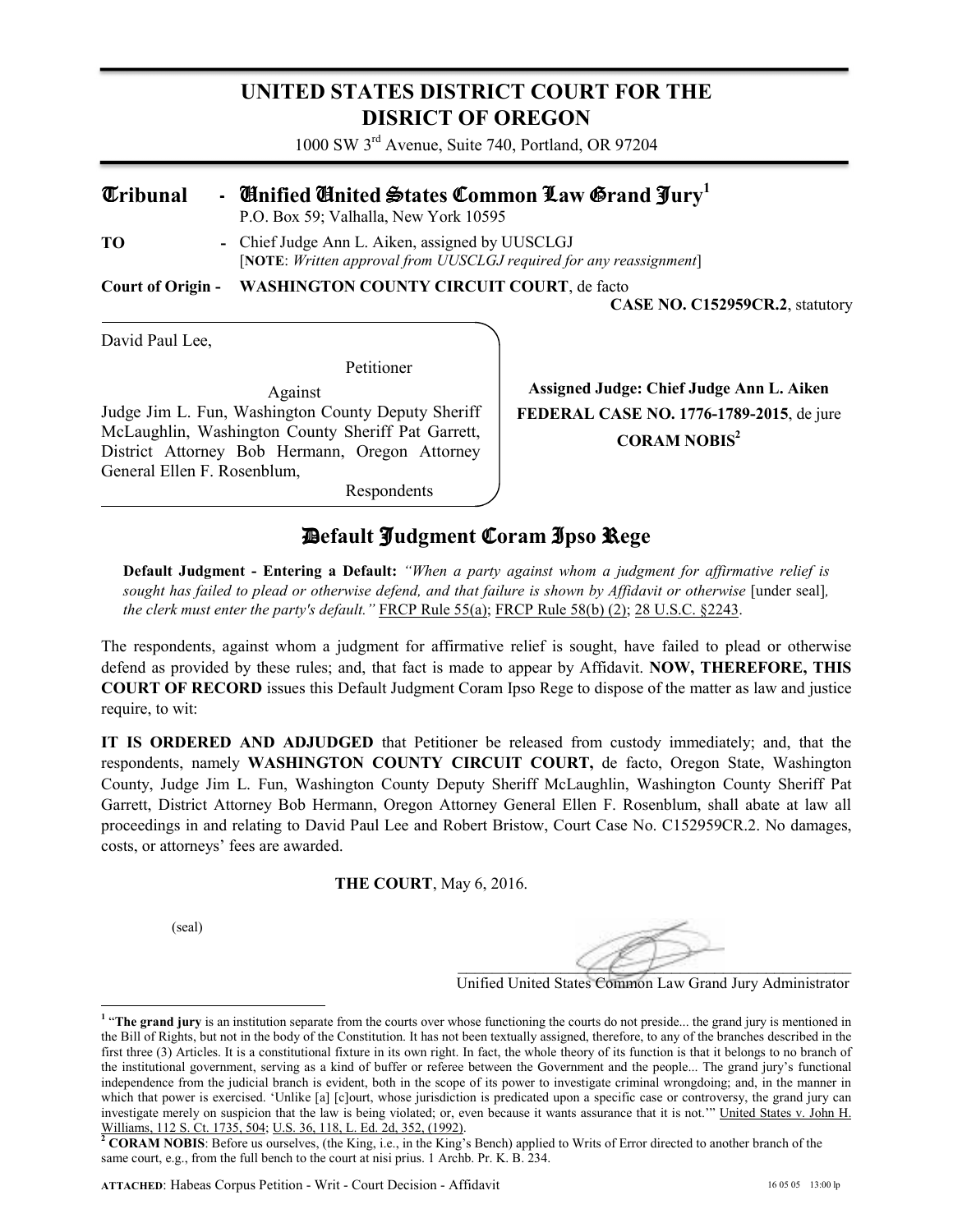# UNITED STATES DISTRICT COURT FOR THE DISRICT OF OREGON

1000 SW 3rd Avenue, Suite 740, Portland, OR 97204

**Tribunal** - **Unified United States Common Law Grand Jury**[1]
P.O. Box 59; Valhalla, New York 10595

**TO** - Chief Judge Ann L. Aiken, assigned by UUSCLGJ
[**NOTE**: *Written approval from UUSCLGJ required for any reassignment*]

**Court of Origin** - **WASHINGTON COUNTY CIRCUIT COURT**, de facto
**CASE NO. C152959CR.2**, statutory

David Paul Lee,

Petitioner

Against

Judge Jim L. Fun, Washington County Deputy Sheriff McLaughlin, Washington County Sheriff Pat Garrett, District Attorney Bob Hermann, Oregon Attorney General Ellen F. Rosenblum,

Respondents

**Assigned Judge: Chief Judge Ann L. Aiken**
**FEDERAL CASE NO. 1776-1789-2015**, de jure
**CORAM NOBIS**[2]

## Default Judgment Coram Ipso Rege

**Default Judgment - Entering a Default:** *"When a party against whom a judgment for affirmative relief is sought has failed to plead or otherwise defend, and that failure is shown by Affidavit or otherwise* [under seal]*, the clerk must enter the party's default."* FRCP Rule 55(a); FRCP Rule 58(b) (2); 28 U.S.C. §2243.

The respondents, against whom a judgment for affirmative relief is sought, have failed to plead or otherwise defend as provided by these rules; and, that fact is made to appear by Affidavit. **NOW, THEREFORE, THIS COURT OF RECORD** issues this Default Judgment Coram Ipso Rege to dispose of the matter as law and justice require, to wit:

**IT IS ORDERED AND ADJUDGED** that Petitioner be released from custody immediately; and, that the respondents, namely **WASHINGTON COUNTY CIRCUIT COURT,** de facto, Oregon State, Washington County, Judge Jim L. Fun, Washington County Deputy Sheriff McLaughlin, Washington County Sheriff Pat Garrett, District Attorney Bob Hermann, Oregon Attorney General Ellen F. Rosenblum, shall abate at law all proceedings in and relating to David Paul Lee and Robert Bristow, Court Case No. C152959CR.2. No damages, costs, or attorneys' fees are awarded.

**THE COURT**, May 6, 2016.

(seal)

Unified United States Common Law Grand Jury Administrator

---

[1] "**The grand jury** is an institution separate from the courts over whose functioning the courts do not preside... the grand jury is mentioned in the Bill of Rights, but not in the body of the Constitution. It has not been textually assigned, therefore, to any of the branches described in the first three (3) Articles. It is a constitutional fixture in its own right. In fact, the whole theory of its function is that it belongs to no branch of the institutional government, serving as a kind of buffer or referee between the Government and the people... The grand jury's functional independence from the judicial branch is evident, both in the scope of its power to investigate criminal wrongdoing; and, in the manner in which that power is exercised. 'Unlike [a] [c]ourt, whose jurisdiction is predicated upon a specific case or controversy, the grand jury can investigate merely on suspicion that the law is being violated; or, even because it wants assurance that it is not.'" United States v. John H. Williams, 112 S. Ct. 1735, 504; U.S. 36, 118, L. Ed. 2d, 352, (1992).

[2] **CORAM NOBIS**: Before us ourselves, (the King, i.e., in the King's Bench) applied to Writs of Error directed to another branch of the same court, e.g., from the full bench to the court at nisi prius. 1 Archb. Pr. K. B. 234.

**ATTACHED**: Habeas Corpus Petition - Writ - Court Decision - Affidavit

16 05 05 13:00 lp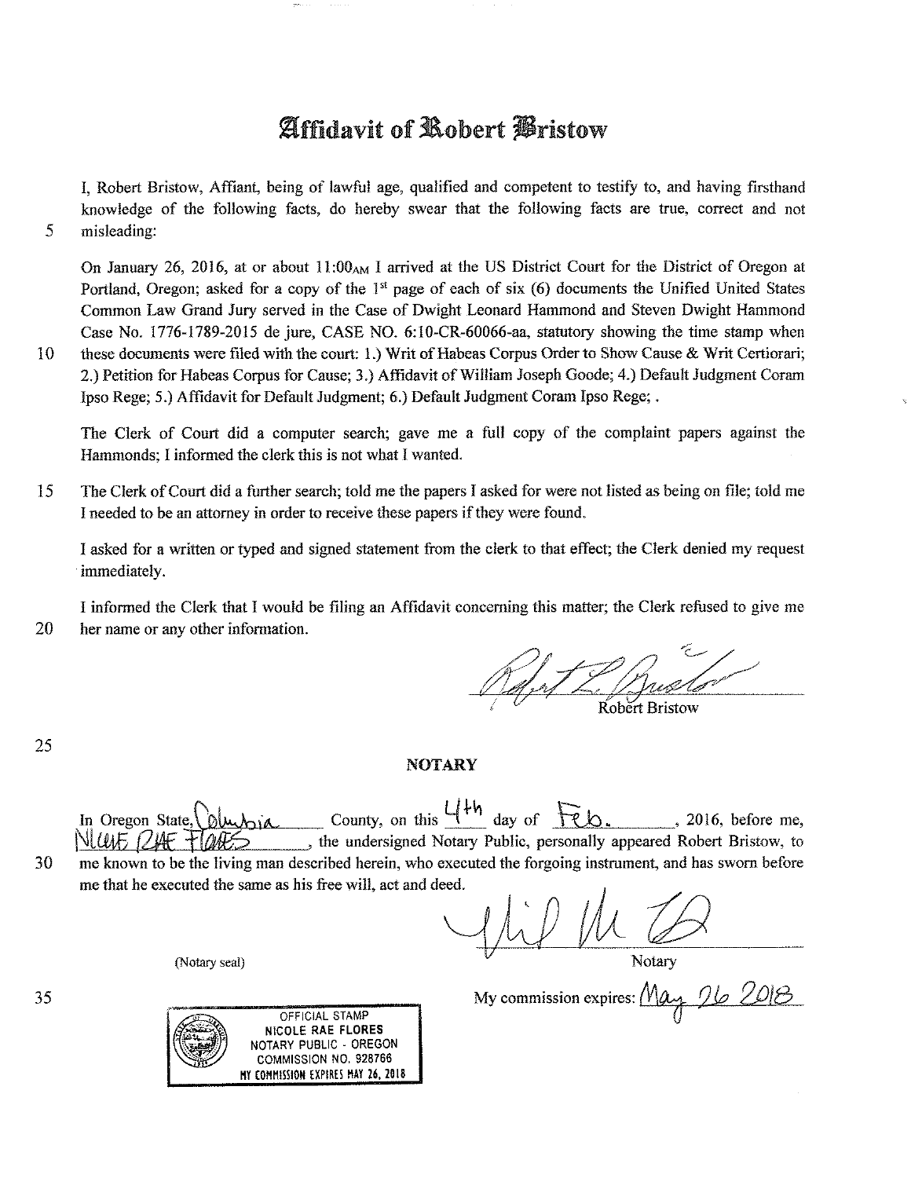# Affidavit of Robert Bristow

I, Robert Bristow, Affiant, being of lawful age, qualified and competent to testify to, and having firsthand knowledge of the following facts, do hereby swear that the following facts are true, correct and not misleading:

On January 26, 2016, at or about 11:00AM I arrived at the US District Court for the District of Oregon at Portland, Oregon; asked for a copy of the 1st page of each of six (6) documents the Unified United States Common Law Grand Jury served in the Case of Dwight Leonard Hammond and Steven Dwight Hammond Case No. 1776-1789-2015 de jure, CASE NO. 6:10-CR-60066-aa, statutory showing the time stamp when these documents were filed with the court: 1.) Writ of Habeas Corpus Order to Show Cause & Writ Certiorari; 2.) Petition for Habeas Corpus for Cause; 3.) Affidavit of William Joseph Goode; 4.) Default Judgment Coram Ipso Rege; 5.) Affidavit for Default Judgment; 6.) Default Judgment Coram Ipso Rege; .

The Clerk of Court did a computer search; gave me a full copy of the complaint papers against the Hammonds; I informed the clerk this is not what I wanted.

The Clerk of Court did a further search; told me the papers I asked for were not listed as being on file; told me I needed to be an attorney in order to receive these papers if they were found.

I asked for a written or typed and signed statement from the clerk to that effect; the Clerk denied my request immediately.

I informed the Clerk that I would be filing an Affidavit concerning this matter; the Clerk refused to give me her name or any other information.

Robert Bristow

**NOTARY**

In Oregon State, Columbia County, on this 4th day of Feb., 2016, before me, Nicole Rae Flores, the undersigned Notary Public, personally appeared Robert Bristow, to me known to be the living man described herein, who executed the forgoing instrument, and has sworn before me that he executed the same as his free will, act and deed.

Notary

(Notary seal)

My commission expires: May 26 2018

OFFICIAL STAMP
NICOLE RAE FLORES
NOTARY PUBLIC - OREGON
COMMISSION NO. 928766
MY COMMISSION EXPIRES MAY 26, 2018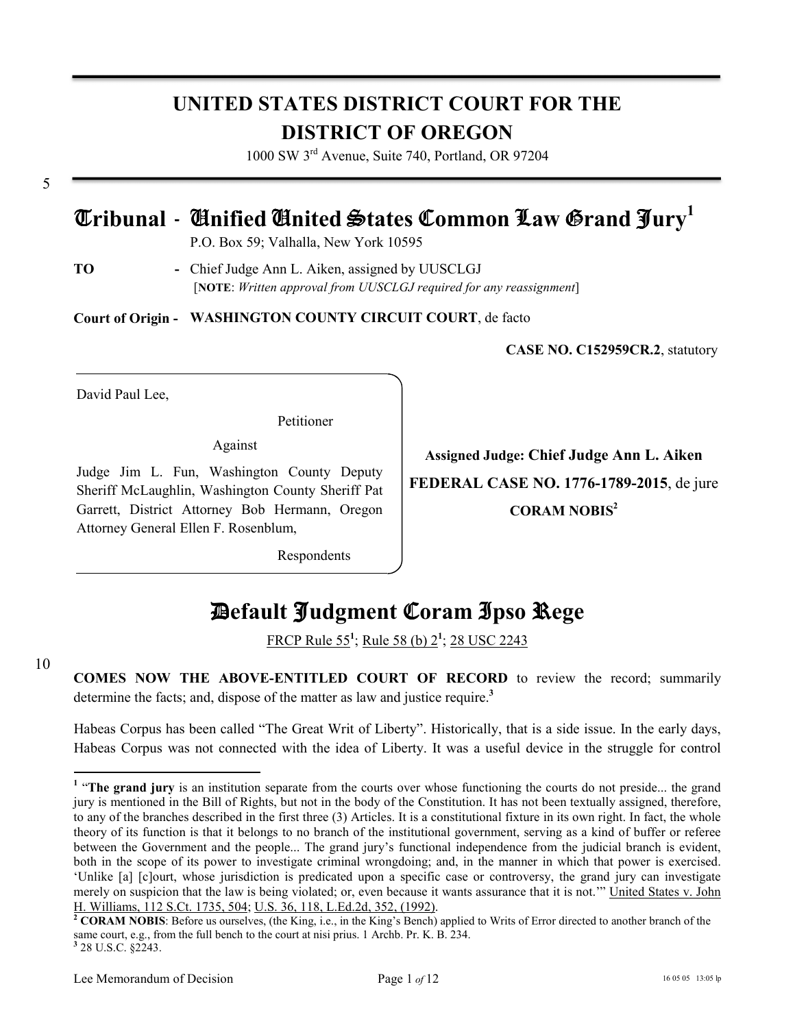# UNITED STATES DISTRICT COURT FOR THE DISTRICT OF OREGON

1000 SW 3rd Avenue, Suite 740, Portland, OR 97204

5

## Tribunal - Unified United States Common Law Grand Jury[1]

P.O. Box 59; Valhalla, New York 10595

**TO** - Chief Judge Ann L. Aiken, assigned by UUSCLGJ
[**NOTE**: *Written approval from UUSCLGJ required for any reassignment*]

**Court of Origin - WASHINGTON COUNTY CIRCUIT COURT**, de facto

**CASE NO. C152959CR.2**, statutory

David Paul Lee,

Petitioner

Against

Judge Jim L. Fun, Washington County Deputy Sheriff McLaughlin, Washington County Sheriff Pat Garrett, District Attorney Bob Hermann, Oregon Attorney General Ellen F. Rosenblum,

Respondents

**Assigned Judge: Chief Judge Ann L. Aiken**

**FEDERAL CASE NO. 1776-1789-2015**, de jure

**CORAM NOBIS**[2]

# Default Judgment Coram Ipso Rege

FRCP Rule 55[1]; Rule 58 (b) 2[1]; 28 USC 2243

10

**COMES NOW THE ABOVE-ENTITLED COURT OF RECORD** to review the record; summarily determine the facts; and, dispose of the matter as law and justice require.[3]

Habeas Corpus has been called "The Great Writ of Liberty". Historically, that is a side issue. In the early days, Habeas Corpus was not connected with the idea of Liberty. It was a useful device in the struggle for control

---

[1] "**The grand jury** is an institution separate from the courts over whose functioning the courts do not preside... the grand jury is mentioned in the Bill of Rights, but not in the body of the Constitution. It has not been textually assigned, therefore, to any of the branches described in the first three (3) Articles. It is a constitutional fixture in its own right. In fact, the whole theory of its function is that it belongs to no branch of the institutional government, serving as a kind of buffer or referee between the Government and the people... The grand jury's functional independence from the judicial branch is evident, both in the scope of its power to investigate criminal wrongdoing; and, in the manner in which that power is exercised. 'Unlike [a] [c]ourt, whose jurisdiction is predicated upon a specific case or controversy, the grand jury can investigate merely on suspicion that the law is being violated; or, even because it wants assurance that it is not.'" United States v. John H. Williams, 112 S.Ct. 1735, 504; U.S. 36, 118, L.Ed.2d, 352, (1992).

[2] **CORAM NOBIS**: Before us ourselves, (the King, i.e., in the King's Bench) applied to Writs of Error directed to another branch of the same court, e.g., from the full bench to the court at nisi prius. 1 Archb. Pr. K. B. 234.

[3] 28 U.S.C. §2243.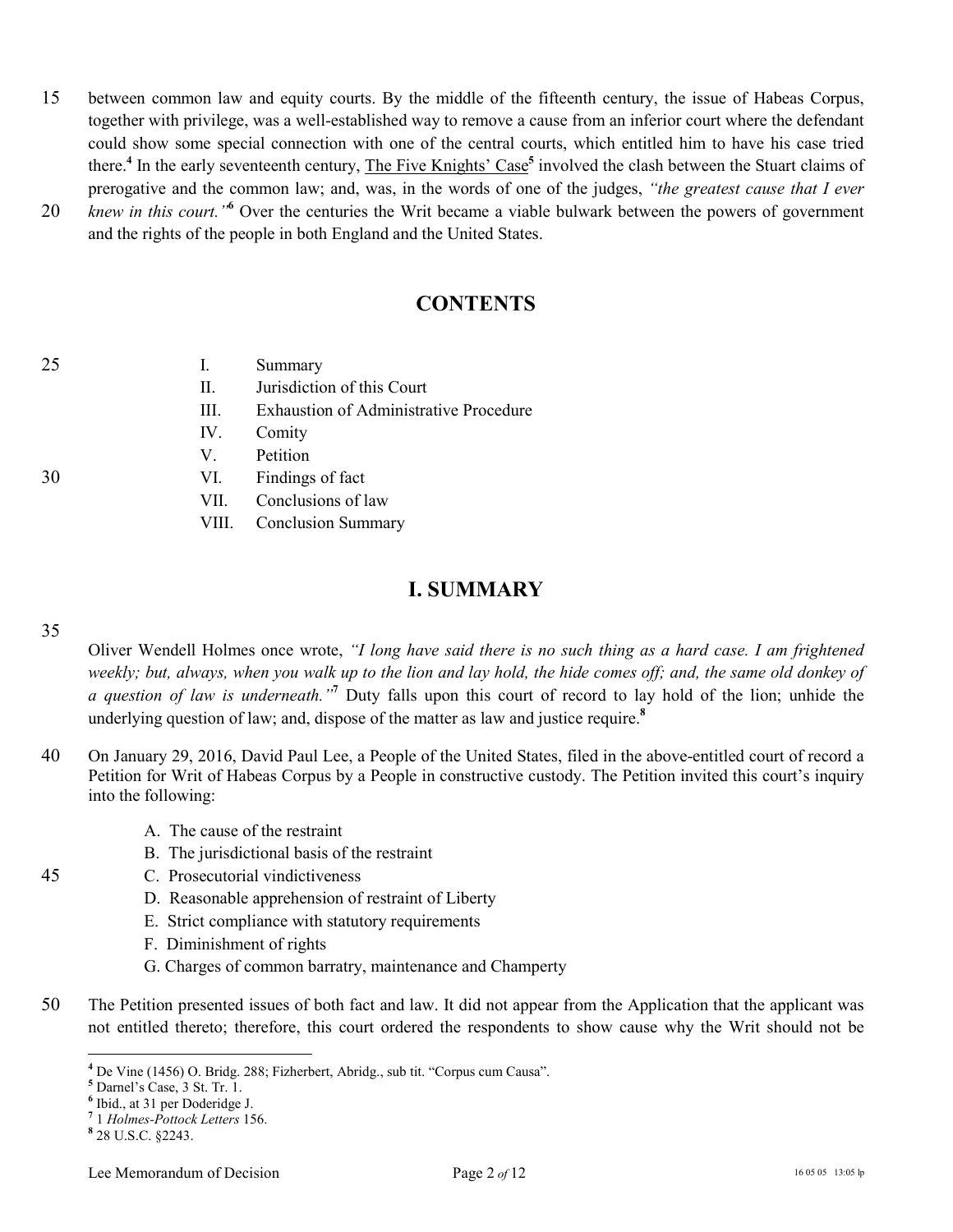between common law and equity courts. By the middle of the fifteenth century, the issue of Habeas Corpus, together with privilege, was a well-established way to remove a cause from an inferior court where the defendant could show some special connection with one of the central courts, which entitled him to have his case tried there.[4] In the early seventeenth century, The Five Knights' Case[5] involved the clash between the Stuart claims of prerogative and the common law; and, was, in the words of one of the judges, *"the greatest cause that I ever knew in this court."*[6] Over the centuries the Writ became a viable bulwark between the powers of government and the rights of the people in both England and the United States.

## CONTENTS

- I. Summary
- II. Jurisdiction of this Court
- III. Exhaustion of Administrative Procedure
- IV. Comity
- V. Petition
- VI. Findings of fact
- VII. Conclusions of law
- VIII. Conclusion Summary

## I. SUMMARY

Oliver Wendell Holmes once wrote, *"I long have said there is no such thing as a hard case. I am frightened weekly; but, always, when you walk up to the lion and lay hold, the hide comes off; and, the same old donkey of a question of law is underneath."*[7] Duty falls upon this court of record to lay hold of the lion; unhide the underlying question of law; and, dispose of the matter as law and justice require.[8]

On January 29, 2016, David Paul Lee, a People of the United States, filed in the above-entitled court of record a Petition for Writ of Habeas Corpus by a People in constructive custody. The Petition invited this court's inquiry into the following:

A. The cause of the restraint
B. The jurisdictional basis of the restraint
C. Prosecutorial vindictiveness
D. Reasonable apprehension of restraint of Liberty
E. Strict compliance with statutory requirements
F. Diminishment of rights
G. Charges of common barratry, maintenance and Champerty

The Petition presented issues of both fact and law. It did not appear from the Application that the applicant was not entitled thereto; therefore, this court ordered the respondents to show cause why the Writ should not be

---

[4] De Vine (1456) O. Bridg. 288; Fizherbert, Abridg., sub tit. "Corpus cum Causa".
[5] Darnel's Case, 3 St. Tr. 1.
[6] Ibid., at 31 per Doderidge J.
[7] 1 *Holmes-Pottock Letters* 156.
[8] 28 U.S.C. §2243.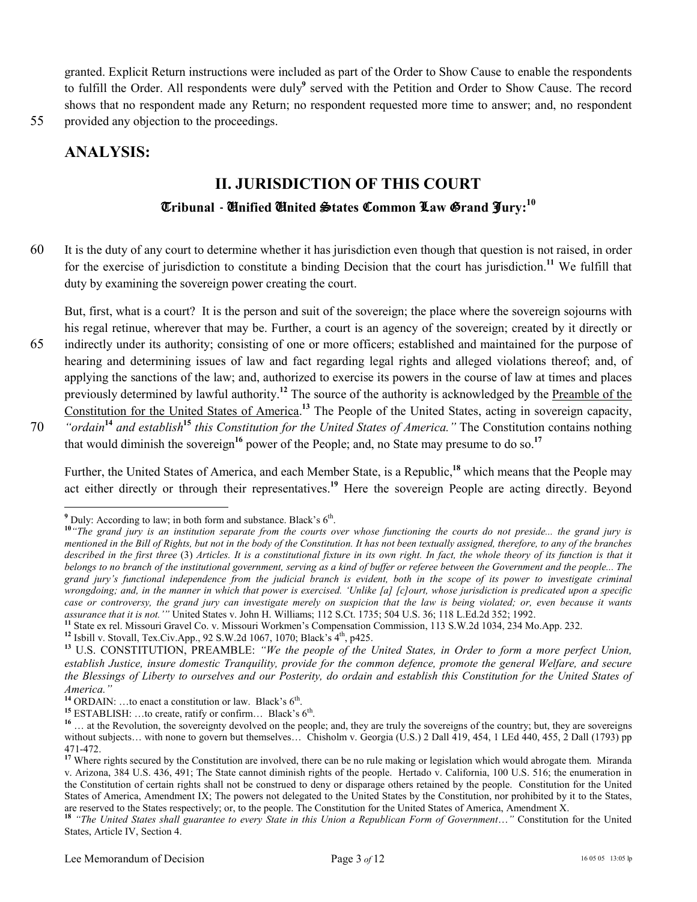granted. Explicit Return instructions were included as part of the Order to Show Cause to enable the respondents to fulfill the Order. All respondents were duly[9] served with the Petition and Order to Show Cause. The record shows that no respondent made any Return; no respondent requested more time to answer; and, no respondent provided any objection to the proceedings.

## ANALYSIS:

## II. JURISDICTION OF THIS COURT

### Tribunal - Unified United States Common Law Grand Jury:[10]

It is the duty of any court to determine whether it has jurisdiction even though that question is not raised, in order for the exercise of jurisdiction to constitute a binding Decision that the court has jurisdiction.[11] We fulfill that duty by examining the sovereign power creating the court.

But, first, what is a court? It is the person and suit of the sovereign; the place where the sovereign sojourns with his regal retinue, wherever that may be. Further, a court is an agency of the sovereign; created by it directly or indirectly under its authority; consisting of one or more officers; established and maintained for the purpose of hearing and determining issues of law and fact regarding legal rights and alleged violations thereof; and, of applying the sanctions of the law; and, authorized to exercise its powers in the course of law at times and places previously determined by lawful authority.[12] The source of the authority is acknowledged by the Preamble of the Constitution for the United States of America.[13] The People of the United States, acting in sovereign capacity, *"ordain*[14] *and establish*[15] *this Constitution for the United States of America."* The Constitution contains nothing that would diminish the sovereign[16] power of the People; and, no State may presume to do so.[17]

Further, the United States of America, and each Member State, is a Republic,[18] which means that the People may act either directly or through their representatives.[19] Here the sovereign People are acting directly. Beyond

---

[9] Duly: According to law; in both form and substance. Black's 6th.

[10] *"The grand jury is an institution separate from the courts over whose functioning the courts do not preside... the grand jury is mentioned in the Bill of Rights, but not in the body of the Constitution. It has not been textually assigned, therefore, to any of the branches described in the first three* (3) *Articles. It is a constitutional fixture in its own right. In fact, the whole theory of its function is that it belongs to no branch of the institutional government, serving as a kind of buffer or referee between the Government and the people... The grand jury's functional independence from the judicial branch is evident, both in the scope of its power to investigate criminal wrongdoing; and, in the manner in which that power is exercised. 'Unlike [a] [c]ourt, whose jurisdiction is predicated upon a specific case or controversy, the grand jury can investigate merely on suspicion that the law is being violated; or, even because it wants assurance that it is not.'"* United States v. John H. Williams; 112 S.Ct. 1735; 504 U.S. 36; 118 L.Ed.2d 352; 1992.

[11] State ex rel. Missouri Gravel Co. v. Missouri Workmen's Compensation Commission, 113 S.W.2d 1034, 234 Mo.App. 232.

[12] Isbill v. Stovall, Tex.Civ.App., 92 S.W.2d 1067, 1070; Black's 4th, p425.

[13] U.S. CONSTITUTION, PREAMBLE: *"We the people of the United States, in Order to form a more perfect Union, establish Justice, insure domestic Tranquility, provide for the common defence, promote the general Welfare, and secure the Blessings of Liberty to ourselves and our Posterity, do ordain and establish this Constitution for the United States of America."*

[14] ORDAIN: …to enact a constitution or law. Black's 6th.

[15] ESTABLISH: …to create, ratify or confirm… Black's 6th.

[16] … at the Revolution, the sovereignty devolved on the people; and, they are truly the sovereigns of the country; but, they are sovereigns without subjects… with none to govern but themselves… Chisholm v. Georgia (U.S.) 2 Dall 419, 454, 1 LEd 440, 455, 2 Dall (1793) pp 471-472.

[17] Where rights secured by the Constitution are involved, there can be no rule making or legislation which would abrogate them. Miranda v. Arizona, 384 U.S. 436, 491; The State cannot diminish rights of the people. Hertado v. California, 100 U.S. 516; the enumeration in the Constitution of certain rights shall not be construed to deny or disparage others retained by the people. Constitution for the United States of America, Amendment IX; The powers not delegated to the United States by the Constitution, nor prohibited by it to the States, are reserved to the States respectively; or, to the people. The Constitution for the United States of America, Amendment X.

[18] *"The United States shall guarantee to every State in this Union a Republican Form of Government…"* Constitution for the United States, Article IV, Section 4.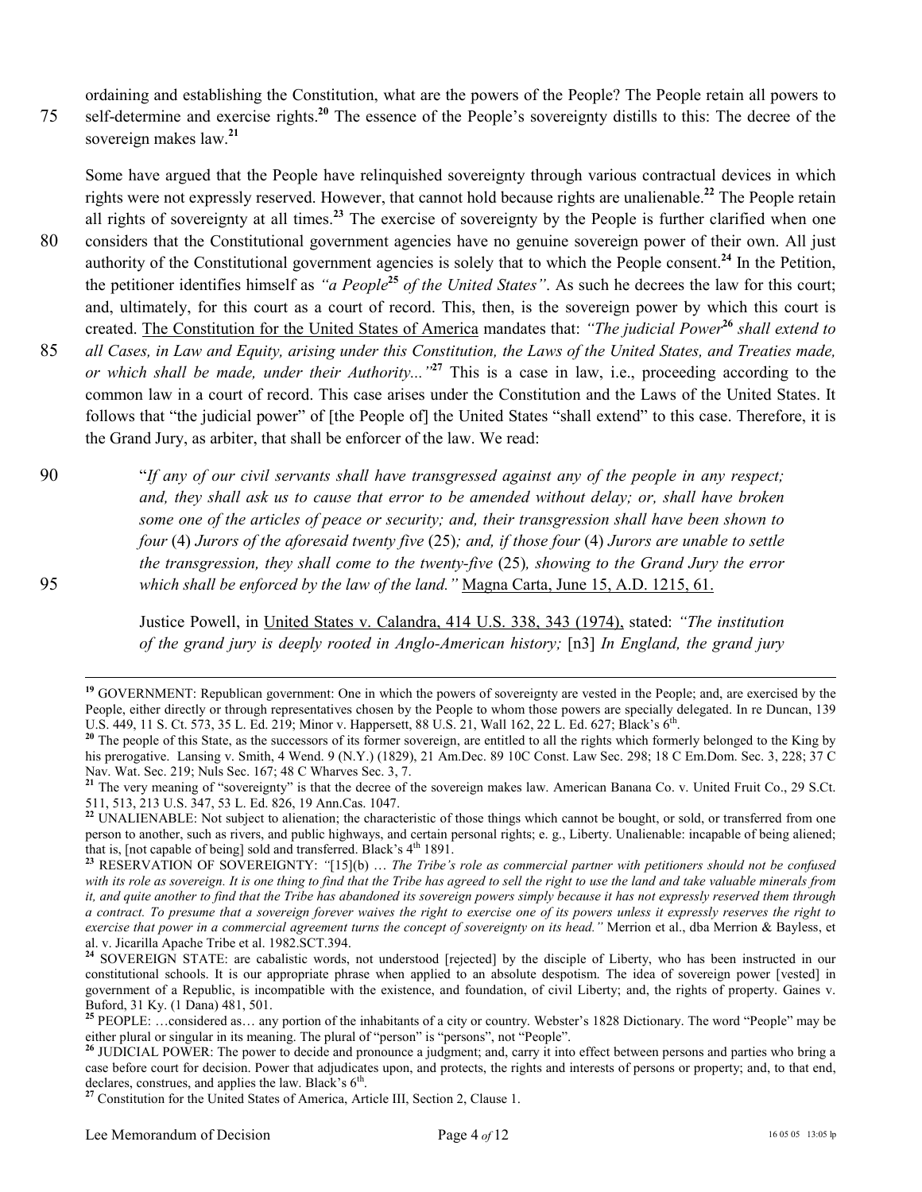ordaining and establishing the Constitution, what are the powers of the People? The People retain all powers to self-determine and exercise rights.[20] The essence of the People's sovereignty distills to this: The decree of the sovereign makes law.[21]

Some have argued that the People have relinquished sovereignty through various contractual devices in which rights were not expressly reserved. However, that cannot hold because rights are unalienable.[22] The People retain all rights of sovereignty at all times.[23] The exercise of sovereignty by the People is further clarified when one considers that the Constitutional government agencies have no genuine sovereign power of their own. All just authority of the Constitutional government agencies is solely that to which the People consent.[24] In the Petition, the petitioner identifies himself as *"a People[25] of the United States"*. As such he decrees the law for this court; and, ultimately, for this court as a court of record. This, then, is the sovereign power by which this court is created. The Constitution for the United States of America mandates that: *"The judicial Power[26] shall extend to all Cases, in Law and Equity, arising under this Constitution, the Laws of the United States, and Treaties made, or which shall be made, under their Authority..."*[27] This is a case in law, i.e., proceeding according to the common law in a court of record. This case arises under the Constitution and the Laws of the United States. It follows that "the judicial power" of [the People of] the United States "shall extend" to this case. Therefore, it is the Grand Jury, as arbiter, that shall be enforcer of the law. We read:

> "*If any of our civil servants shall have transgressed against any of the people in any respect; and, they shall ask us to cause that error to be amended without delay; or, shall have broken some one of the articles of peace or security; and, their transgression shall have been shown to four* (4) *Jurors of the aforesaid twenty five* (25)*; and, if those four* (4) *Jurors are unable to settle the transgression, they shall come to the twenty-five* (25)*, showing to the Grand Jury the error which shall be enforced by the law of the land."* Magna Carta, June 15, A.D. 1215, 61.
>
> Justice Powell, in United States v. Calandra, 414 U.S. 338, 343 (1974), stated: *"The institution of the grand jury is deeply rooted in Anglo-American history;* [n3] *In England, the grand jury*

---

[19] GOVERNMENT: Republican government: One in which the powers of sovereignty are vested in the People; and, are exercised by the People, either directly or through representatives chosen by the People to whom those powers are specially delegated. In re Duncan, 139 U.S. 449, 11 S. Ct. 573, 35 L. Ed. 219; Minor v. Happersett, 88 U.S. 21, Wall 162, 22 L. Ed. 627; Black's 6th.

[20] The people of this State, as the successors of its former sovereign, are entitled to all the rights which formerly belonged to the King by his prerogative. Lansing v. Smith, 4 Wend. 9 (N.Y.) (1829), 21 Am.Dec. 89 10C Const. Law Sec. 298; 18 C Em.Dom. Sec. 3, 228; 37 C Nav. Wat. Sec. 219; Nuls Sec. 167; 48 C Wharves Sec. 3, 7.

[21] The very meaning of "sovereignty" is that the decree of the sovereign makes law. American Banana Co. v. United Fruit Co., 29 S.Ct. 511, 513, 213 U.S. 347, 53 L. Ed. 826, 19 Ann.Cas. 1047.

[22] UNALIENABLE: Not subject to alienation; the characteristic of those things which cannot be bought, or sold, or transferred from one person to another, such as rivers, and public highways, and certain personal rights; e. g., Liberty. Unalienable: incapable of being aliened; that is, [not capable of being] sold and transferred. Black's 4th 1891.

[23] RESERVATION OF SOVEREIGNTY: *"*[15](b) … *The Tribe's role as commercial partner with petitioners should not be confused with its role as sovereign. It is one thing to find that the Tribe has agreed to sell the right to use the land and take valuable minerals from it, and quite another to find that the Tribe has abandoned its sovereign powers simply because it has not expressly reserved them through a contract. To presume that a sovereign forever waives the right to exercise one of its powers unless it expressly reserves the right to exercise that power in a commercial agreement turns the concept of sovereignty on its head."* Merrion et al., dba Merrion & Bayless, et al. v. Jicarilla Apache Tribe et al. 1982.SCT.394.

[24] SOVEREIGN STATE: are cabalistic words, not understood [rejected] by the disciple of Liberty, who has been instructed in our constitutional schools. It is our appropriate phrase when applied to an absolute despotism. The idea of sovereign power [vested] in government of a Republic, is incompatible with the existence, and foundation, of civil Liberty; and, the rights of property. Gaines v. Buford, 31 Ky. (1 Dana) 481, 501.

[25] PEOPLE: …considered as… any portion of the inhabitants of a city or country. Webster's 1828 Dictionary. The word "People" may be either plural or singular in its meaning. The plural of "person" is "persons", not "People".

[26] JUDICIAL POWER: The power to decide and pronounce a judgment; and, carry it into effect between persons and parties who bring a case before court for decision. Power that adjudicates upon, and protects, the rights and interests of persons or property; and, to that end, declares, construes, and applies the law. Black's 6th.

[27] Constitution for the United States of America, Article III, Section 2, Clause 1.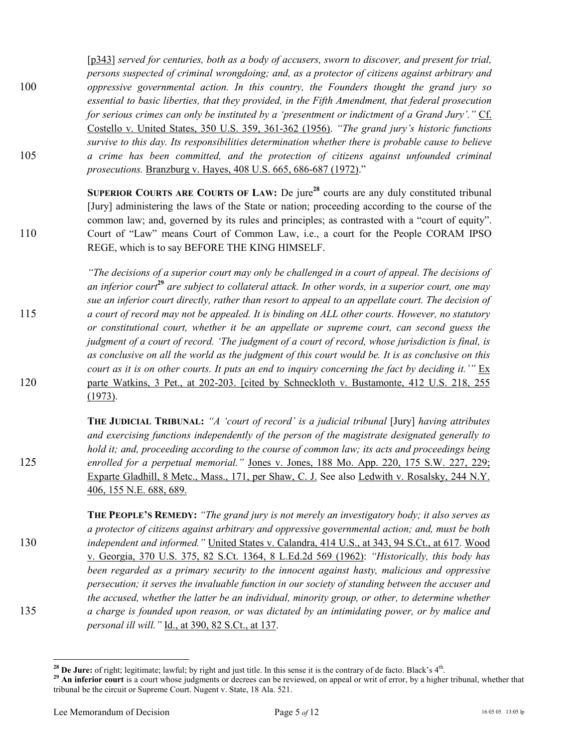[p343] *served for centuries, both as a body of accusers, sworn to discover, and present for trial, persons suspected of criminal wrongdoing; and, as a protector of citizens against arbitrary and oppressive governmental action. In this country, the Founders thought the grand jury so essential to basic liberties, that they provided, in the Fifth Amendment, that federal prosecution for serious crimes can only be instituted by a 'presentment or indictment of a Grand Jury'."* Cf. Costello v. United States, 350 U.S. 359, 361-362 (1956). *"The grand jury's historic functions survive to this day. Its responsibilities determination whether there is probable cause to believe a crime has been committed, and the protection of citizens against unfounded criminal prosecutions.* Branzburg v. Hayes, 408 U.S. 665, 686-687 (1972)."

**SUPERIOR COURTS ARE COURTS OF LAW:** De jure[28] courts are any duly constituted tribunal [Jury] administering the laws of the State or nation; proceeding according to the course of the common law; and, governed by its rules and principles; as contrasted with a "court of equity". Court of "Law" means Court of Common Law, i.e., a court for the People CORAM IPSO REGE, which is to say BEFORE THE KING HIMSELF.

*"The decisions of a superior court may only be challenged in a court of appeal. The decisions of an inferior court[29] are subject to collateral attack. In other words, in a superior court, one may sue an inferior court directly, rather than resort to appeal to an appellate court. The decision of a court of record may not be appealed. It is binding on ALL other courts. However, no statutory or constitutional court, whether it be an appellate or supreme court, can second guess the judgment of a court of record. 'The judgment of a court of record, whose jurisdiction is final, is as conclusive on all the world as the judgment of this court would be. It is as conclusive on this court as it is on other courts. It puts an end to inquiry concerning the fact by deciding it.'"* Ex parte Watkins, 3 Pet., at 202-203. [cited by Schneckloth v. Bustamonte, 412 U.S. 218, 255 (1973).

**THE JUDICIAL TRIBUNAL:** *"A 'court of record' is a judicial tribunal* [Jury] *having attributes and exercising functions independently of the person of the magistrate designated generally to hold it; and, proceeding according to the course of common law; its acts and proceedings being enrolled for a perpetual memorial."* Jones v. Jones, 188 Mo. App. 220, 175 S.W. 227, 229; Exparte Gladhill, 8 Metc., Mass., 171, per Shaw, C. J. See also Ledwith v. Rosalsky, 244 N.Y. 406, 155 N.E. 688, 689.

**THE PEOPLE'S REMEDY:** *"The grand jury is not merely an investigatory body; it also serves as a protector of citizens against arbitrary and oppressive governmental action; and, must be both independent and informed."* United States v. Calandra, 414 U.S., at 343, 94 S.Ct., at 617. Wood v. Georgia, 370 U.S. 375, 82 S.Ct. 1364, 8 L.Ed.2d 569 (1962): *"Historically, this body has been regarded as a primary security to the innocent against hasty, malicious and oppressive persecution; it serves the invaluable function in our society of standing between the accuser and the accused, whether the latter be an individual, minority group, or other, to determine whether a charge is founded upon reason, or was dictated by an intimidating power, or by malice and personal ill will."* Id., at 390, 82 S.Ct., at 137.

---

[28] **De Jure:** of right; legitimate; lawful; by right and just title. In this sense it is the contrary of de facto. Black's 4th.

[29] **An inferior court** is a court whose judgments or decrees can be reviewed, on appeal or writ of error, by a higher tribunal, whether that tribunal be the circuit or Supreme Court. Nugent v. State, 18 Ala. 521.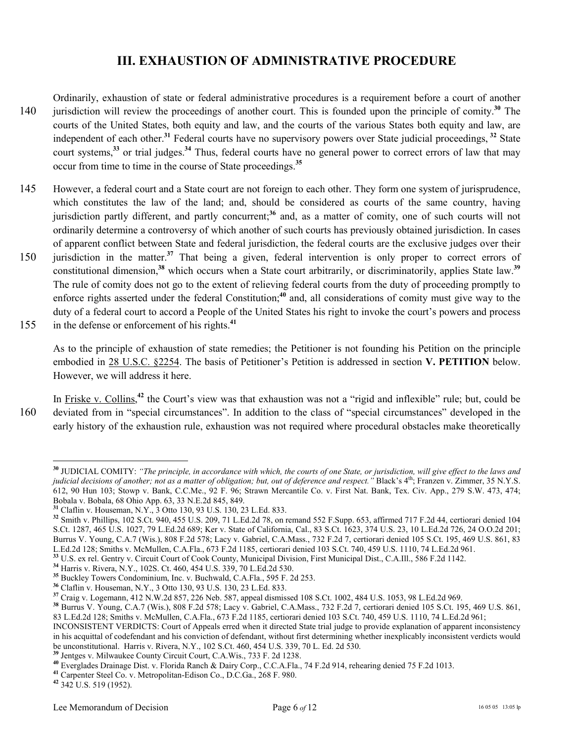## III. EXHAUSTION OF ADMINISTRATIVE PROCEDURE

Ordinarily, exhaustion of state or federal administrative procedures is a requirement before a court of another jurisdiction will review the proceedings of another court. This is founded upon the principle of comity.[30] The courts of the United States, both equity and law, and the courts of the various States both equity and law, are independent of each other.[31] Federal courts have no supervisory powers over State judicial proceedings, [32] State court systems,[33] or trial judges.[34] Thus, federal courts have no general power to correct errors of law that may occur from time to time in the course of State proceedings.[35]

However, a federal court and a State court are not foreign to each other. They form one system of jurisprudence, which constitutes the law of the land; and, should be considered as courts of the same country, having jurisdiction partly different, and partly concurrent;[36] and, as a matter of comity, one of such courts will not ordinarily determine a controversy of which another of such courts has previously obtained jurisdiction. In cases of apparent conflict between State and federal jurisdiction, the federal courts are the exclusive judges over their jurisdiction in the matter.[37] That being a given, federal intervention is only proper to correct errors of constitutional dimension,[38] which occurs when a State court arbitrarily, or discriminatorily, applies State law.[39] The rule of comity does not go to the extent of relieving federal courts from the duty of proceeding promptly to enforce rights asserted under the federal Constitution;[40] and, all considerations of comity must give way to the duty of a federal court to accord a People of the United States his right to invoke the court's powers and process in the defense or enforcement of his rights.[41]

As to the principle of exhaustion of state remedies; the Petitioner is not founding his Petition on the principle embodied in 28 U.S.C. §2254. The basis of Petitioner's Petition is addressed in section **V. PETITION** below. However, we will address it here.

In Friske v. Collins,[42] the Court's view was that exhaustion was not a "rigid and inflexible" rule; but, could be deviated from in "special circumstances". In addition to the class of "special circumstances" developed in the early history of the exhaustion rule, exhaustion was not required where procedural obstacles make theoretically

---

[30] JUDICIAL COMITY: *"The principle, in accordance with which, the courts of one State, or jurisdiction, will give effect to the laws and judicial decisions of another; not as a matter of obligation; but, out of deference and respect."* Black's 4th; Franzen v. Zimmer, 35 N.Y.S. 612, 90 Hun 103; Stowp v. Bank, C.C.Me., 92 F. 96; Strawn Mercantile Co. v. First Nat. Bank, Tex. Civ. App., 279 S.W. 473, 474; Bobala v. Bobala, 68 Ohio App. 63, 33 N.E.2d 845, 849.

[31] Claflin v. Houseman, N.Y., 3 Otto 130, 93 U.S. 130, 23 L.Ed. 833.

[32] Smith v. Phillips, 102 S.Ct. 940, 455 U.S. 209, 71 L.Ed.2d 78, on remand 552 F.Supp. 653, affirmed 717 F.2d 44, certiorari denied 104 S.Ct. 1287, 465 U.S. 1027, 79 L.Ed.2d 689; Ker v. State of California, Cal., 83 S.Ct. 1623, 374 U.S. 23, 10 L.Ed.2d 726, 24 O.O.2d 201; Burrus V. Young, C.A.7 (Wis.), 808 F.2d 578; Lacy v. Gabriel, C.A.Mass., 732 F.2d 7, certiorari denied 105 S.Ct. 195, 469 U.S. 861, 83 L.Ed.2d 128; Smiths v. McMullen, C.A.Fla., 673 F.2d 1185, certiorari denied 103 S.Ct. 740, 459 U.S. 1110, 74 L.Ed.2d 961.

[33] U.S. ex rel. Gentry v. Circuit Court of Cook County, Municipal Division, First Municipal Dist., C.A.Ill., 586 F.2d 1142.

[34] Harris v. Rivera, N.Y., 102S. Ct. 460, 454 U.S. 339, 70 L.Ed.2d 530.

[35] Buckley Towers Condominium, Inc. v. Buchwald, C.A.Fla., 595 F. 2d 253.

[36] Claflin v. Houseman, N.Y., 3 Otto 130, 93 U.S. 130, 23 L.Ed. 833.

[37] Craig v. Logemann, 412 N.W.2d 857, 226 Neb. 587, appeal dismissed 108 S.Ct. 1002, 484 U.S. 1053, 98 L.Ed.2d 969.

[38] Burrus V. Young, C.A.7 (Wis.), 808 F.2d 578; Lacy v. Gabriel, C.A.Mass., 732 F.2d 7, certiorari denied 105 S.Ct. 195, 469 U.S. 861, 83 L.Ed.2d 128; Smiths v. McMullen, C.A.Fla., 673 F.2d 1185, certiorari denied 103 S.Ct. 740, 459 U.S. 1110, 74 L.Ed.2d 961; INCONSISTENT VERDICTS: Court of Appeals erred when it directed State trial judge to provide explanation of apparent inconsistency in his acquittal of codefendant and his conviction of defendant, without first determining whether inexplicably inconsistent verdicts would be unconstitutional. Harris v. Rivera, N.Y., 102 S.Ct. 460, 454 U.S. 339, 70 L. Ed. 2d 530.

[39] Jentges v. Milwaukee County Circuit Court, C.A.Wis., 733 F. 2d 1238.

[40] Everglades Drainage Dist. v. Florida Ranch & Dairy Corp., C.C.A.Fla., 74 F.2d 914, rehearing denied 75 F.2d 1013.

[41] Carpenter Steel Co. v. Metropolitan-Edison Co., D.C.Ga., 268 F. 980.

[42] 342 U.S. 519 (1952).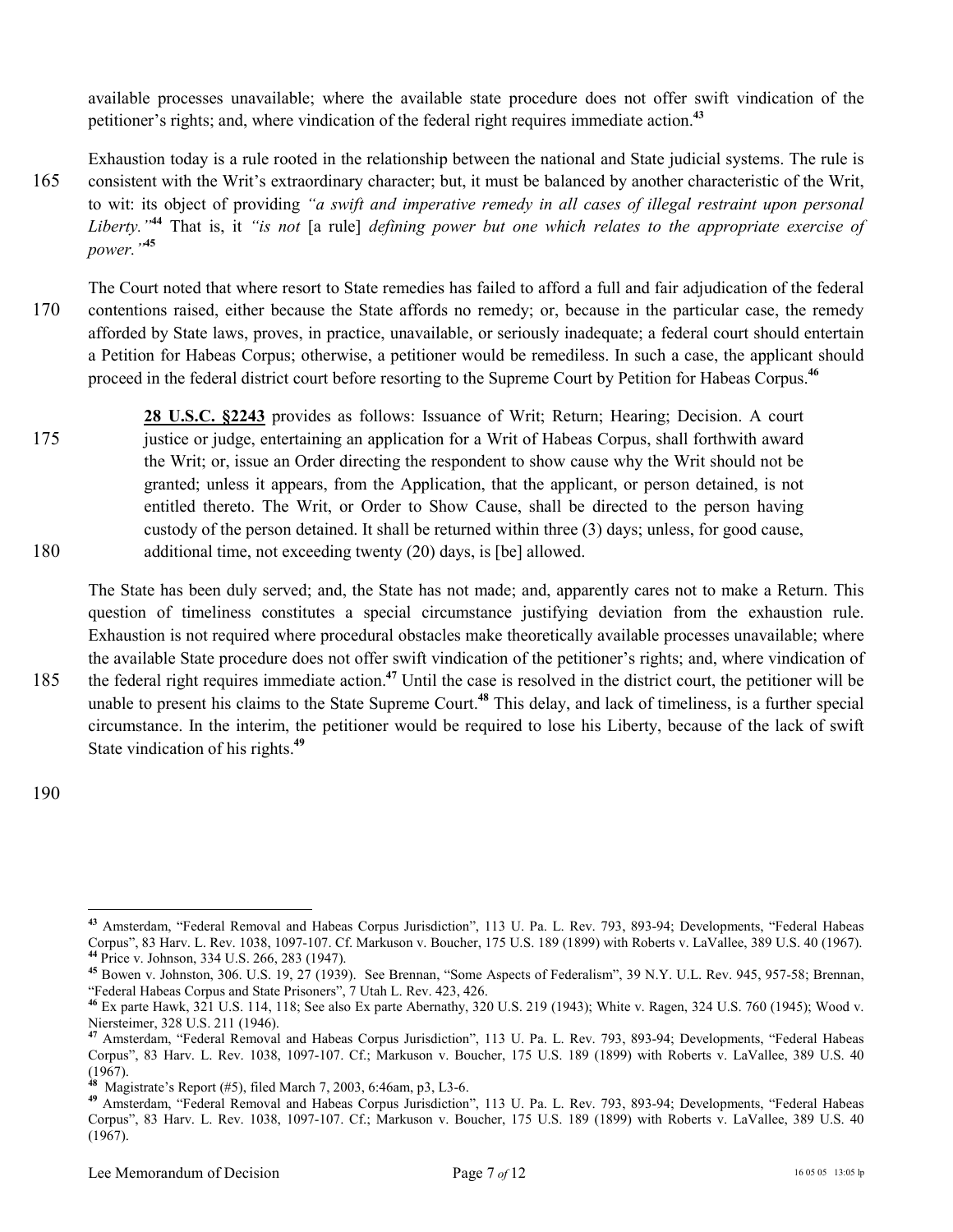available processes unavailable; where the available state procedure does not offer swift vindication of the petitioner's rights; and, where vindication of the federal right requires immediate action.[43]

Exhaustion today is a rule rooted in the relationship between the national and State judicial systems. The rule is consistent with the Writ's extraordinary character; but, it must be balanced by another characteristic of the Writ, to wit: its object of providing *"a swift and imperative remedy in all cases of illegal restraint upon personal Liberty."*[44] That is, it *"is not* [a rule] *defining power but one which relates to the appropriate exercise of power."*[45]

The Court noted that where resort to State remedies has failed to afford a full and fair adjudication of the federal contentions raised, either because the State affords no remedy; or, because in the particular case, the remedy afforded by State laws, proves, in practice, unavailable, or seriously inadequate; a federal court should entertain a Petition for Habeas Corpus; otherwise, a petitioner would be remediless. In such a case, the applicant should proceed in the federal district court before resorting to the Supreme Court by Petition for Habeas Corpus.[46]

> **28 U.S.C. §2243** provides as follows: Issuance of Writ; Return; Hearing; Decision. A court justice or judge, entertaining an application for a Writ of Habeas Corpus, shall forthwith award the Writ; or, issue an Order directing the respondent to show cause why the Writ should not be granted; unless it appears, from the Application, that the applicant, or person detained, is not entitled thereto. The Writ, or Order to Show Cause, shall be directed to the person having custody of the person detained. It shall be returned within three (3) days; unless, for good cause, additional time, not exceeding twenty (20) days, is [be] allowed.

The State has been duly served; and, the State has not made; and, apparently cares not to make a Return. This question of timeliness constitutes a special circumstance justifying deviation from the exhaustion rule. Exhaustion is not required where procedural obstacles make theoretically available processes unavailable; where the available State procedure does not offer swift vindication of the petitioner's rights; and, where vindication of the federal right requires immediate action.[47] Until the case is resolved in the district court, the petitioner will be unable to present his claims to the State Supreme Court.[48] This delay, and lack of timeliness, is a further special circumstance. In the interim, the petitioner would be required to lose his Liberty, because of the lack of swift State vindication of his rights.[49]

---

[43] Amsterdam, "Federal Removal and Habeas Corpus Jurisdiction", 113 U. Pa. L. Rev. 793, 893-94; Developments, "Federal Habeas Corpus", 83 Harv. L. Rev. 1038, 1097-107. Cf. Markuson v. Boucher, 175 U.S. 189 (1899) with Roberts v. LaVallee, 389 U.S. 40 (1967).

[44] Price v. Johnson, 334 U.S. 266, 283 (1947).

[45] Bowen v. Johnston, 306. U.S. 19, 27 (1939). See Brennan, "Some Aspects of Federalism", 39 N.Y. U.L. Rev. 945, 957-58; Brennan, "Federal Habeas Corpus and State Prisoners", 7 Utah L. Rev. 423, 426.

[46] Ex parte Hawk, 321 U.S. 114, 118; See also Ex parte Abernathy, 320 U.S. 219 (1943); White v. Ragen, 324 U.S. 760 (1945); Wood v. Niersteimer, 328 U.S. 211 (1946).

[47] Amsterdam, "Federal Removal and Habeas Corpus Jurisdiction", 113 U. Pa. L. Rev. 793, 893-94; Developments, "Federal Habeas Corpus", 83 Harv. L. Rev. 1038, 1097-107. Cf.; Markuson v. Boucher, 175 U.S. 189 (1899) with Roberts v. LaVallee, 389 U.S. 40 (1967).

[48] Magistrate's Report (#5), filed March 7, 2003, 6:46am, p3, L3-6.

[49] Amsterdam, "Federal Removal and Habeas Corpus Jurisdiction", 113 U. Pa. L. Rev. 793, 893-94; Developments, "Federal Habeas Corpus", 83 Harv. L. Rev. 1038, 1097-107. Cf.; Markuson v. Boucher, 175 U.S. 189 (1899) with Roberts v. LaVallee, 389 U.S. 40 (1967).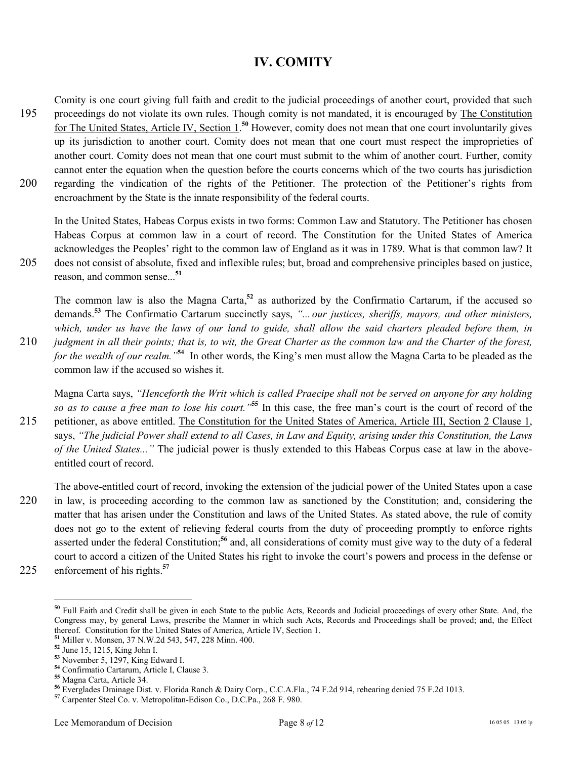# IV. COMITY

Comity is one court giving full faith and credit to the judicial proceedings of another court, provided that such proceedings do not violate its own rules. Though comity is not mandated, it is encouraged by The Constitution for The United States, Article IV, Section 1.[50] However, comity does not mean that one court involuntarily gives up its jurisdiction to another court. Comity does not mean that one court must respect the improprieties of another court. Comity does not mean that one court must submit to the whim of another court. Further, comity cannot enter the equation when the question before the courts concerns which of the two courts has jurisdiction regarding the vindication of the rights of the Petitioner. The protection of the Petitioner's rights from encroachment by the State is the innate responsibility of the federal courts.

In the United States, Habeas Corpus exists in two forms: Common Law and Statutory. The Petitioner has chosen Habeas Corpus at common law in a court of record. The Constitution for the United States of America acknowledges the Peoples' right to the common law of England as it was in 1789. What is that common law? It does not consist of absolute, fixed and inflexible rules; but, broad and comprehensive principles based on justice, reason, and common sense...[51]

The common law is also the Magna Carta,[52] as authorized by the Confirmatio Cartarum, if the accused so demands.[53] The Confirmatio Cartarum succinctly says, *"... our justices, sheriffs, mayors, and other ministers, which, under us have the laws of our land to guide, shall allow the said charters pleaded before them, in judgment in all their points; that is, to wit, the Great Charter as the common law and the Charter of the forest, for the wealth of our realm."*[54] In other words, the King's men must allow the Magna Carta to be pleaded as the common law if the accused so wishes it.

Magna Carta says, *"Henceforth the Writ which is called Praecipe shall not be served on anyone for any holding so as to cause a free man to lose his court."*[55] In this case, the free man's court is the court of record of the petitioner, as above entitled. The Constitution for the United States of America, Article III, Section 2 Clause 1, says, *"The judicial Power shall extend to all Cases, in Law and Equity, arising under this Constitution, the Laws of the United States..."* The judicial power is thusly extended to this Habeas Corpus case at law in the above-entitled court of record.

The above-entitled court of record, invoking the extension of the judicial power of the United States upon a case in law, is proceeding according to the common law as sanctioned by the Constitution; and, considering the matter that has arisen under the Constitution and laws of the United States. As stated above, the rule of comity does not go to the extent of relieving federal courts from the duty of proceeding promptly to enforce rights asserted under the federal Constitution;[56] and, all considerations of comity must give way to the duty of a federal court to accord a citizen of the United States his right to invoke the court's powers and process in the defense or enforcement of his rights.[57]

---

[50] Full Faith and Credit shall be given in each State to the public Acts, Records and Judicial proceedings of every other State. And, the Congress may, by general Laws, prescribe the Manner in which such Acts, Records and Proceedings shall be proved; and, the Effect thereof. Constitution for the United States of America, Article IV, Section 1.

[51] Miller v. Monsen, 37 N.W.2d 543, 547, 228 Minn. 400.

[52] June 15, 1215, King John I.

[53] November 5, 1297, King Edward I.

[54] Confirmatio Cartarum, Article I, Clause 3.

[55] Magna Carta, Article 34.

[56] Everglades Drainage Dist. v. Florida Ranch & Dairy Corp., C.C.A.Fla., 74 F.2d 914, rehearing denied 75 F.2d 1013.

[57] Carpenter Steel Co. v. Metropolitan-Edison Co., D.C.Pa., 268 F. 980.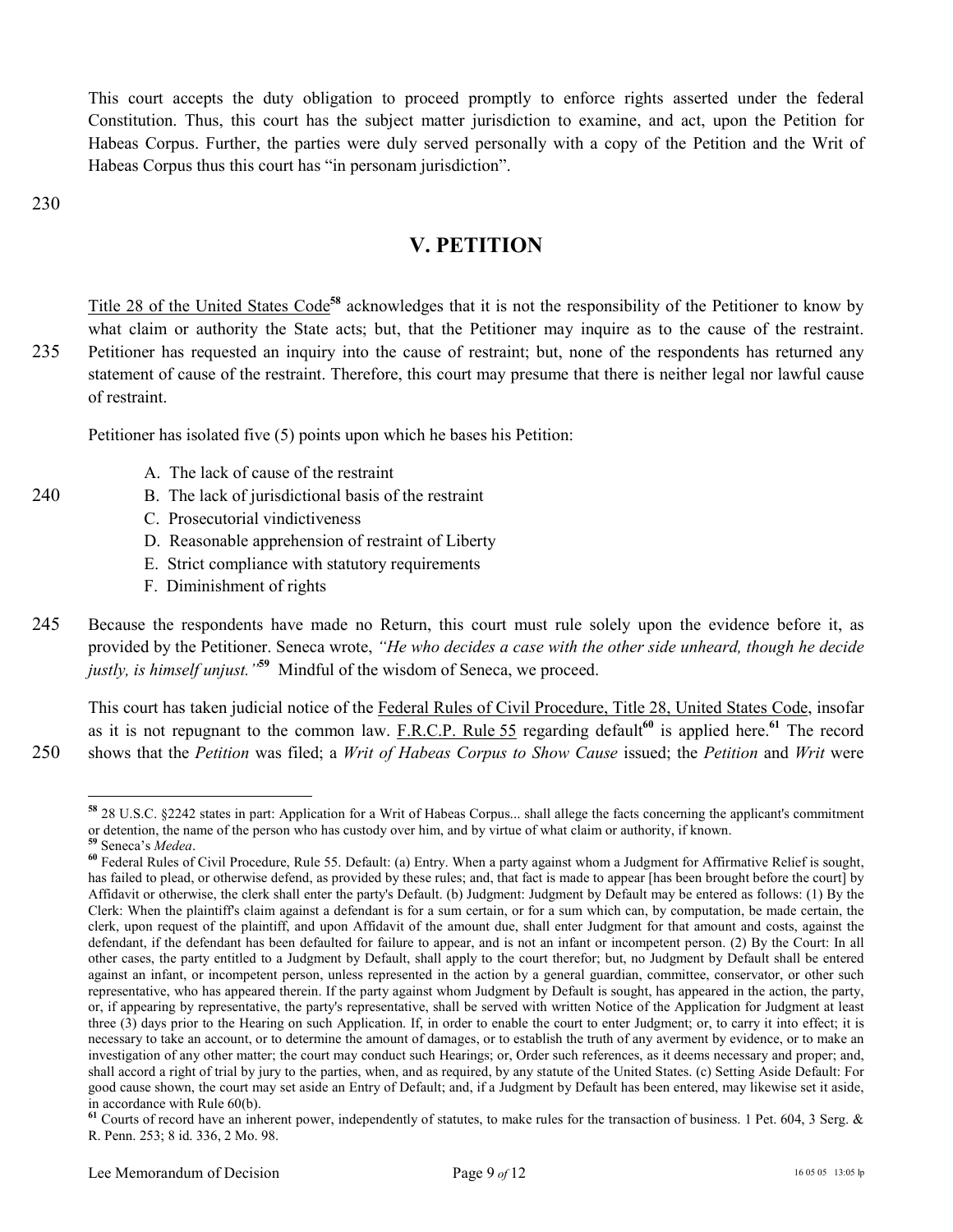This court accepts the duty obligation to proceed promptly to enforce rights asserted under the federal Constitution. Thus, this court has the subject matter jurisdiction to examine, and act, upon the Petition for Habeas Corpus. Further, the parties were duly served personally with a copy of the Petition and the Writ of Habeas Corpus thus this court has "in personam jurisdiction".

## V. PETITION

Title 28 of the United States Code[58] acknowledges that it is not the responsibility of the Petitioner to know by what claim or authority the State acts; but, that the Petitioner may inquire as to the cause of the restraint. Petitioner has requested an inquiry into the cause of restraint; but, none of the respondents has returned any statement of cause of the restraint. Therefore, this court may presume that there is neither legal nor lawful cause of restraint.

Petitioner has isolated five (5) points upon which he bases his Petition:

A. The lack of cause of the restraint
B. The lack of jurisdictional basis of the restraint
C. Prosecutorial vindictiveness
D. Reasonable apprehension of restraint of Liberty
E. Strict compliance with statutory requirements
F. Diminishment of rights

Because the respondents have made no Return, this court must rule solely upon the evidence before it, as provided by the Petitioner. Seneca wrote, *"He who decides a case with the other side unheard, though he decide justly, is himself unjust."*[59] Mindful of the wisdom of Seneca, we proceed.

This court has taken judicial notice of the Federal Rules of Civil Procedure, Title 28, United States Code, insofar as it is not repugnant to the common law. F.R.C.P. Rule 55 regarding default[60] is applied here.[61] The record shows that the *Petition* was filed; a *Writ of Habeas Corpus to Show Cause* issued; the *Petition* and *Writ* were

---

[58] 28 U.S.C. §2242 states in part: Application for a Writ of Habeas Corpus... shall allege the facts concerning the applicant's commitment or detention, the name of the person who has custody over him, and by virtue of what claim or authority, if known.

[59] Seneca's *Medea*.

[60] Federal Rules of Civil Procedure, Rule 55. Default: (a) Entry. When a party against whom a Judgment for Affirmative Relief is sought, has failed to plead, or otherwise defend, as provided by these rules; and, that fact is made to appear [has been brought before the court] by Affidavit or otherwise, the clerk shall enter the party's Default. (b) Judgment: Judgment by Default may be entered as follows: (1) By the Clerk: When the plaintiff's claim against a defendant is for a sum certain, or for a sum which can, by computation, be made certain, the clerk, upon request of the plaintiff, and upon Affidavit of the amount due, shall enter Judgment for that amount and costs, against the defendant, if the defendant has been defaulted for failure to appear, and is not an infant or incompetent person. (2) By the Court: In all other cases, the party entitled to a Judgment by Default, shall apply to the court therefor; but, no Judgment by Default shall be entered against an infant, or incompetent person, unless represented in the action by a general guardian, committee, conservator, or other such representative, who has appeared therein. If the party against whom Judgment by Default is sought, has appeared in the action, the party, or, if appearing by representative, the party's representative, shall be served with written Notice of the Application for Judgment at least three (3) days prior to the Hearing on such Application. If, in order to enable the court to enter Judgment; or, to carry it into effect; it is necessary to take an account, or to determine the amount of damages, or to establish the truth of any averment by evidence, or to make an investigation of any other matter; the court may conduct such Hearings; or, Order such references, as it deems necessary and proper; and, shall accord a right of trial by jury to the parties, when, and as required, by any statute of the United States. (c) Setting Aside Default: For good cause shown, the court may set aside an Entry of Default; and, if a Judgment by Default has been entered, may likewise set it aside, in accordance with Rule 60(b).

[61] Courts of record have an inherent power, independently of statutes, to make rules for the transaction of business. 1 Pet. 604, 3 Serg. & R. Penn. 253; 8 id. 336, 2 Mo. 98.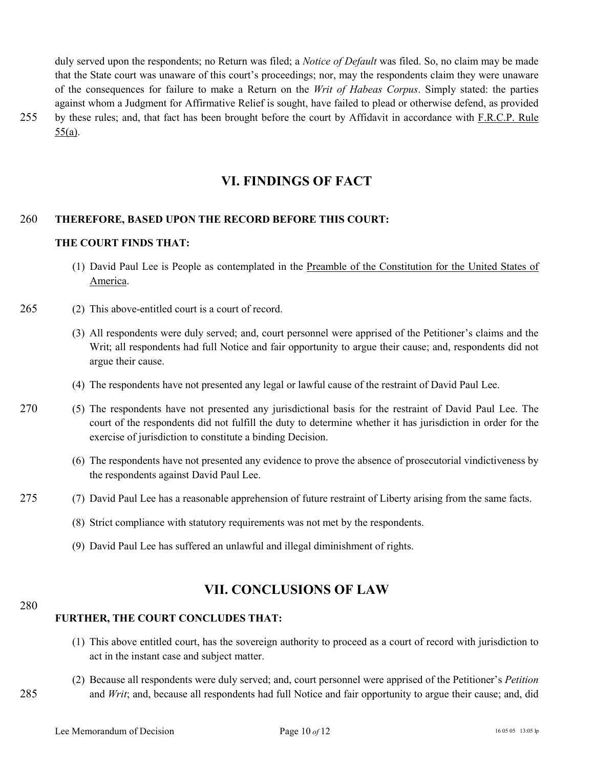duly served upon the respondents; no Return was filed; a *Notice of Default* was filed. So, no claim may be made that the State court was unaware of this court's proceedings; nor, may the respondents claim they were unaware of the consequences for failure to make a Return on the *Writ of Habeas Corpus*. Simply stated: the parties against whom a Judgment for Affirmative Relief is sought, have failed to plead or otherwise defend, as provided by these rules; and, that fact has been brought before the court by Affidavit in accordance with F.R.C.P. Rule 55(a).

## VI. FINDINGS OF FACT

**THEREFORE, BASED UPON THE RECORD BEFORE THIS COURT:**

**THE COURT FINDS THAT:**

(1) David Paul Lee is People as contemplated in the Preamble of the Constitution for the United States of America.

(2) This above-entitled court is a court of record.

(3) All respondents were duly served; and, court personnel were apprised of the Petitioner's claims and the Writ; all respondents had full Notice and fair opportunity to argue their cause; and, respondents did not argue their cause.

(4) The respondents have not presented any legal or lawful cause of the restraint of David Paul Lee.

(5) The respondents have not presented any jurisdictional basis for the restraint of David Paul Lee. The court of the respondents did not fulfill the duty to determine whether it has jurisdiction in order for the exercise of jurisdiction to constitute a binding Decision.

(6) The respondents have not presented any evidence to prove the absence of prosecutorial vindictiveness by the respondents against David Paul Lee.

(7) David Paul Lee has a reasonable apprehension of future restraint of Liberty arising from the same facts.

(8) Strict compliance with statutory requirements was not met by the respondents.

(9) David Paul Lee has suffered an unlawful and illegal diminishment of rights.

## VII. CONCLUSIONS OF LAW

**FURTHER, THE COURT CONCLUDES THAT:**

(1) This above entitled court, has the sovereign authority to proceed as a court of record with jurisdiction to act in the instant case and subject matter.

(2) Because all respondents were duly served; and, court personnel were apprised of the Petitioner's *Petition* and *Writ*; and, because all respondents had full Notice and fair opportunity to argue their cause; and, did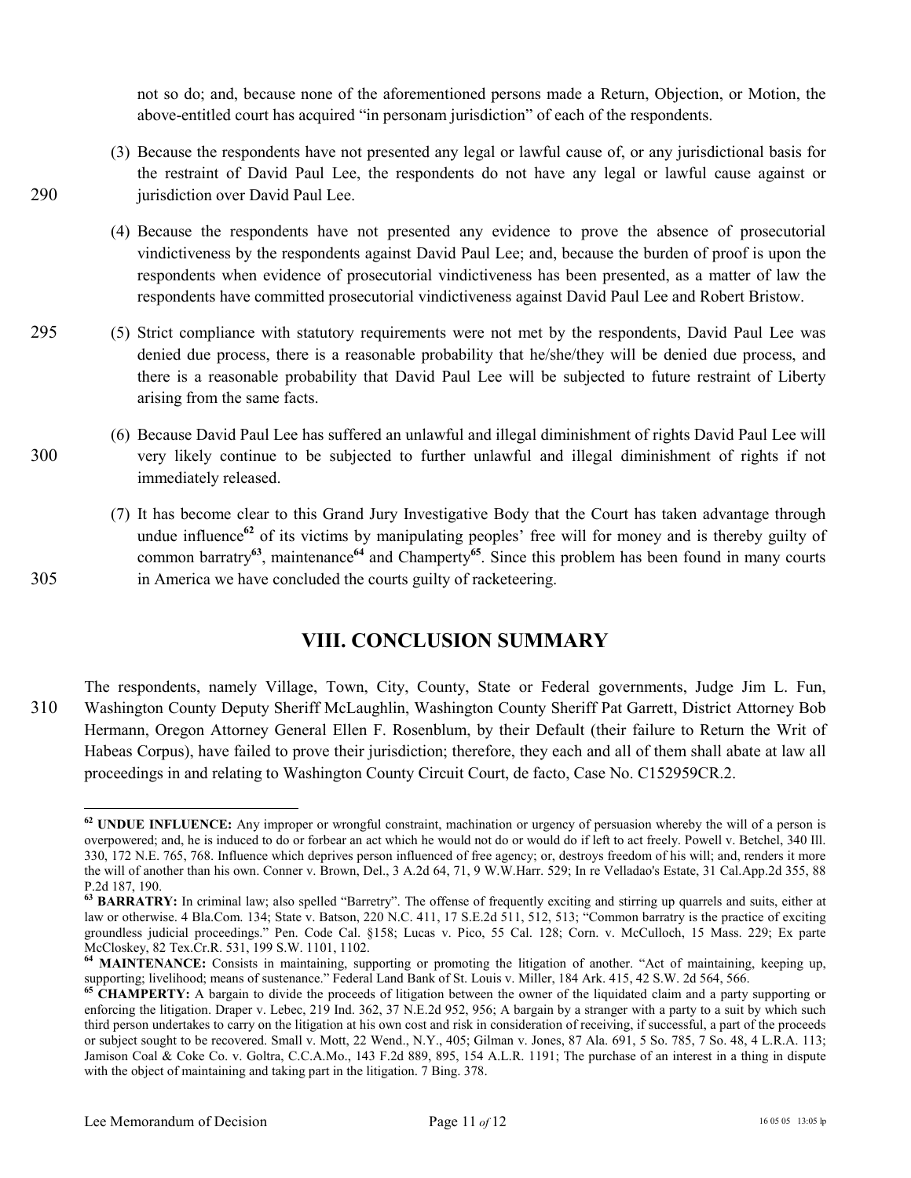not so do; and, because none of the aforementioned persons made a Return, Objection, or Motion, the above-entitled court has acquired "in personam jurisdiction" of each of the respondents.

(3) Because the respondents have not presented any legal or lawful cause of, or any jurisdictional basis for the restraint of David Paul Lee, the respondents do not have any legal or lawful cause against or jurisdiction over David Paul Lee.

(4) Because the respondents have not presented any evidence to prove the absence of prosecutorial vindictiveness by the respondents against David Paul Lee; and, because the burden of proof is upon the respondents when evidence of prosecutorial vindictiveness has been presented, as a matter of law the respondents have committed prosecutorial vindictiveness against David Paul Lee and Robert Bristow.

(5) Strict compliance with statutory requirements were not met by the respondents, David Paul Lee was denied due process, there is a reasonable probability that he/she/they will be denied due process, and there is a reasonable probability that David Paul Lee will be subjected to future restraint of Liberty arising from the same facts.

(6) Because David Paul Lee has suffered an unlawful and illegal diminishment of rights David Paul Lee will very likely continue to be subjected to further unlawful and illegal diminishment of rights if not immediately released.

(7) It has become clear to this Grand Jury Investigative Body that the Court has taken advantage through undue influence[62] of its victims by manipulating peoples' free will for money and is thereby guilty of common barratry[63], maintenance[64] and Champerty[65]. Since this problem has been found in many courts in America we have concluded the courts guilty of racketeering.

## VIII. CONCLUSION SUMMARY

The respondents, namely Village, Town, City, County, State or Federal governments, Judge Jim L. Fun, Washington County Deputy Sheriff McLaughlin, Washington County Sheriff Pat Garrett, District Attorney Bob Hermann, Oregon Attorney General Ellen F. Rosenblum, by their Default (their failure to Return the Writ of Habeas Corpus), have failed to prove their jurisdiction; therefore, they each and all of them shall abate at law all proceedings in and relating to Washington County Circuit Court, de facto, Case No. C152959CR.2.

---

[62] **UNDUE INFLUENCE:** Any improper or wrongful constraint, machination or urgency of persuasion whereby the will of a person is overpowered; and, he is induced to do or forbear an act which he would not do or would do if left to act freely. Powell v. Betchel, 340 Ill. 330, 172 N.E. 765, 768. Influence which deprives person influenced of free agency; or, destroys freedom of his will; and, renders it more the will of another than his own. Conner v. Brown, Del., 3 A.2d 64, 71, 9 W.W.Harr. 529; In re Velladao's Estate, 31 Cal.App.2d 355, 88 P.2d 187, 190.

[63] **BARRATRY:** In criminal law; also spelled "Barretry". The offense of frequently exciting and stirring up quarrels and suits, either at law or otherwise. 4 Bla.Com. 134; State v. Batson, 220 N.C. 411, 17 S.E.2d 511, 512, 513; "Common barratry is the practice of exciting groundless judicial proceedings." Pen. Code Cal. §158; Lucas v. Pico, 55 Cal. 128; Corn. v. McCulloch, 15 Mass. 229; Ex parte McCloskey, 82 Tex.Cr.R. 531, 199 S.W. 1101, 1102.

[64] **MAINTENANCE:** Consists in maintaining, supporting or promoting the litigation of another. "Act of maintaining, keeping up, supporting; livelihood; means of sustenance." Federal Land Bank of St. Louis v. Miller, 184 Ark. 415, 42 S.W. 2d 564, 566.

[65] **CHAMPERTY:** A bargain to divide the proceeds of litigation between the owner of the liquidated claim and a party supporting or enforcing the litigation. Draper v. Lebec, 219 Ind. 362, 37 N.E.2d 952, 956; A bargain by a stranger with a party to a suit by which such third person undertakes to carry on the litigation at his own cost and risk in consideration of receiving, if successful, a part of the proceeds or subject sought to be recovered. Small v. Mott, 22 Wend., N.Y., 405; Gilman v. Jones, 87 Ala. 691, 5 So. 785, 7 So. 48, 4 L.R.A. 113; Jamison Coal & Coke Co. v. Goltra, C.C.A.Mo., 143 F.2d 889, 895, 154 A.L.R. 1191; The purchase of an interest in a thing in dispute with the object of maintaining and taking part in the litigation. 7 Bing. 378.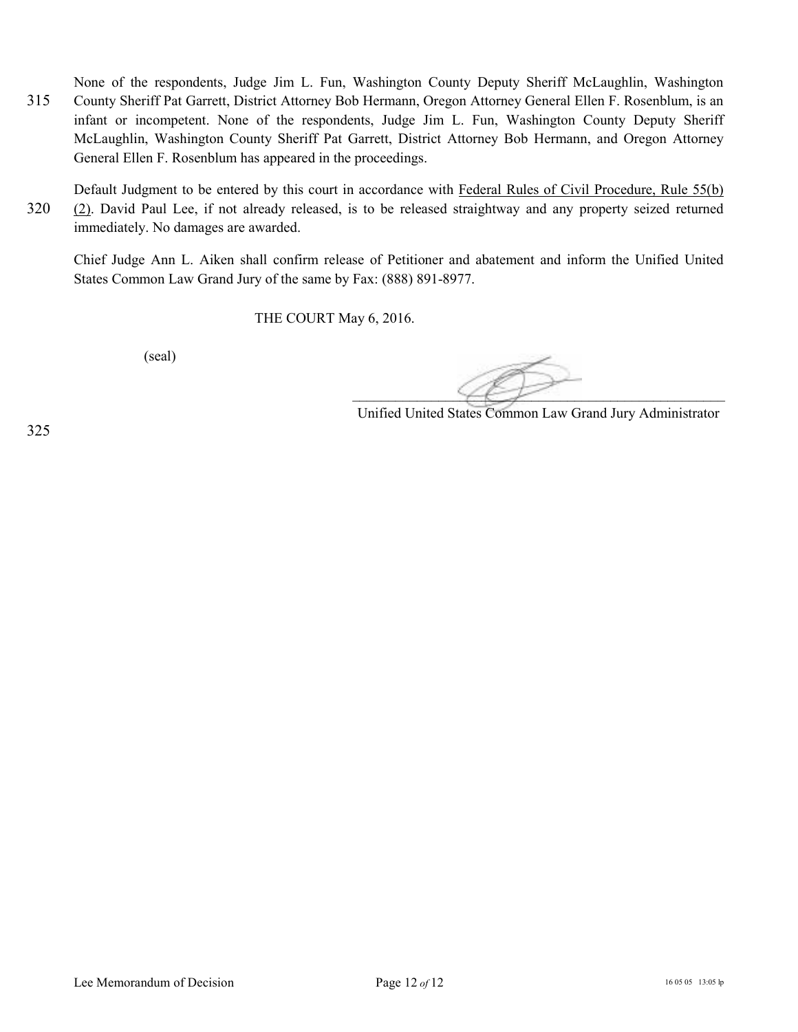None of the respondents, Judge Jim L. Fun, Washington County Deputy Sheriff McLaughlin, Washington County Sheriff Pat Garrett, District Attorney Bob Hermann, Oregon Attorney General Ellen F. Rosenblum, is an infant or incompetent. None of the respondents, Judge Jim L. Fun, Washington County Deputy Sheriff McLaughlin, Washington County Sheriff Pat Garrett, District Attorney Bob Hermann, and Oregon Attorney General Ellen F. Rosenblum has appeared in the proceedings.

Default Judgment to be entered by this court in accordance with Federal Rules of Civil Procedure, Rule 55(b)(2). David Paul Lee, if not already released, is to be released straightway and any property seized returned immediately. No damages are awarded.

Chief Judge Ann L. Aiken shall confirm release of Petitioner and abatement and inform the Unified United States Common Law Grand Jury of the same by Fax: (888) 891-8977.

THE COURT May 6, 2016.

(seal)

_______________________________________

Unified United States Common Law Grand Jury Administrator